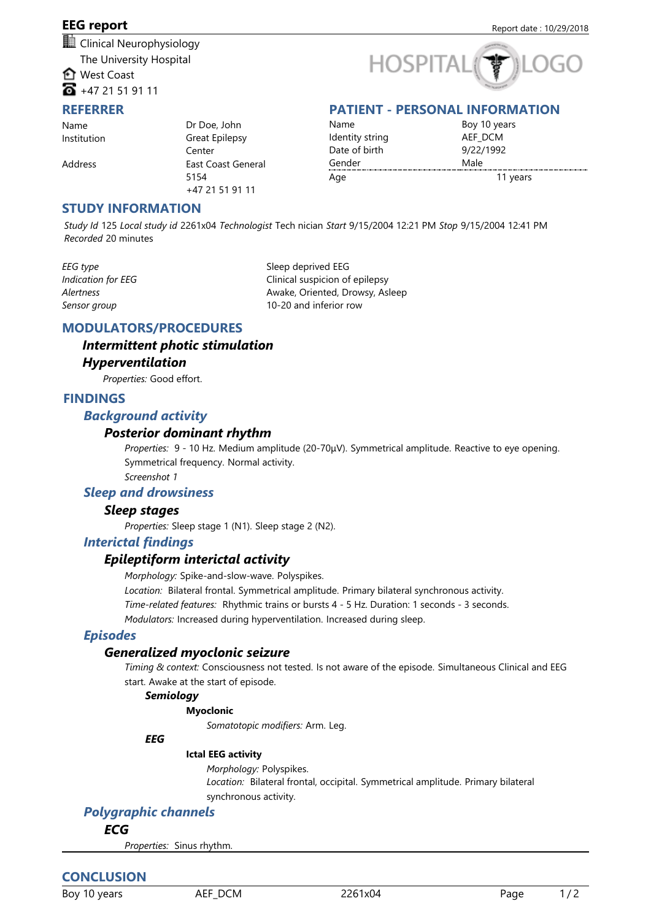# EEG report

Report date : 10/29/2018

Clinical Neurophysiology
The University Hospital
West Coast
+47 21 51 91 11

HOSPITAL LOGO

## REFERRER

| | |
|---|---|
| Name | Dr Doe, John |
| Institution | Great Epilepsy Center |
| Address | East Coast General 5154 +47 21 51 91 11 |

## PATIENT - PERSONAL INFORMATION

| | |
|---|---|
| Name | Boy 10 years |
| Identity string | AEF_DCM |
| Date of birth | 9/22/1992 |
| Gender | Male |
| Age | 11 years |

## STUDY INFORMATION

*Study Id* 125 *Local study id* 2261x04 *Technologist* Tech nician *Start* 9/15/2004 12:21 PM *Stop* 9/15/2004 12:41 PM *Recorded* 20 minutes

| | |
|---|---|
| *EEG type* | Sleep deprived EEG |
| *Indication for EEG* | Clinical suspicion of epilepsy |
| *Alertness* | Awake, Oriented, Drowsy, Asleep |
| *Sensor group* | 10-20 and inferior row |

## MODULATORS/PROCEDURES

### *Intermittent photic stimulation*

### *Hyperventilation*

*Properties:* Good effort.

## FINDINGS

### *Background activity*

#### *Posterior dominant rhythm*

*Properties:* 9 - 10 Hz. Medium amplitude (20-70µV). Symmetrical amplitude. Reactive to eye opening. Symmetrical frequency. Normal activity.

*Screenshot 1*

### *Sleep and drowsiness*

#### *Sleep stages*

*Properties:* Sleep stage 1 (N1). Sleep stage 2 (N2).

### *Interictal findings*

#### *Epileptiform interictal activity*

*Morphology:* Spike-and-slow-wave. Polyspikes.

*Location:* Bilateral frontal. Symmetrical amplitude. Primary bilateral synchronous activity.

*Time-related features:* Rhythmic trains or bursts 4 - 5 Hz. Duration: 1 seconds - 3 seconds.

*Modulators:* Increased during hyperventilation. Increased during sleep.

### *Episodes*

#### *Generalized myoclonic seizure*

*Timing & context:* Consciousness not tested. Is not aware of the episode. Simultaneous Clinical and EEG start. Awake at the start of episode.

***Semiology***

**Myoclonic**

*Somatotopic modifiers:* Arm. Leg.

***EEG***

**Ictal EEG activity**

*Morphology:* Polyspikes.

*Location:* Bilateral frontal, occipital. Symmetrical amplitude. Primary bilateral synchronous activity.

### *Polygraphic channels*

#### *ECG*

*Properties:* Sinus rhythm.

## CONCLUSION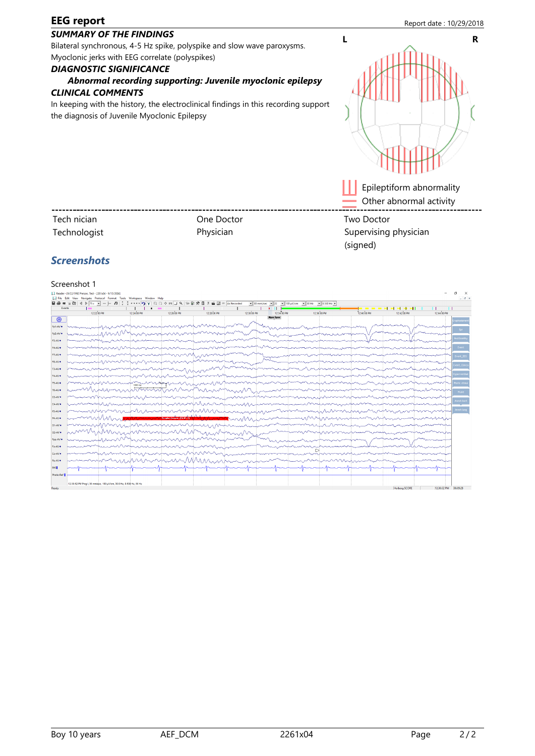# EEG report

Report date : 10/29/2018

### *SUMMARY OF THE FINDINGS*

Bilateral synchronous, 4-5 Hz spike, polyspike and slow wave paroxysms.
Myoclonic jerks with EEG correlate (polyspikes)

### *DIAGNOSTIC SIGNIFICANCE*

***Abnormal recording supporting: Juvenile myoclonic epilepsy***

### *CLINICAL COMMENTS*

In keeping with the history, the electroclinical findings in this recording support the diagnosis of Juvenile Myoclonic Epilepsy

L R

Epileptiform abnormality
Other abnormal activity

| | | |
|---|---|---|
| Tech nician | One Doctor | Two Doctor |
| Technologist | Physician | Supervising physician (signed) |

## *Screenshots*

Screenshot 1